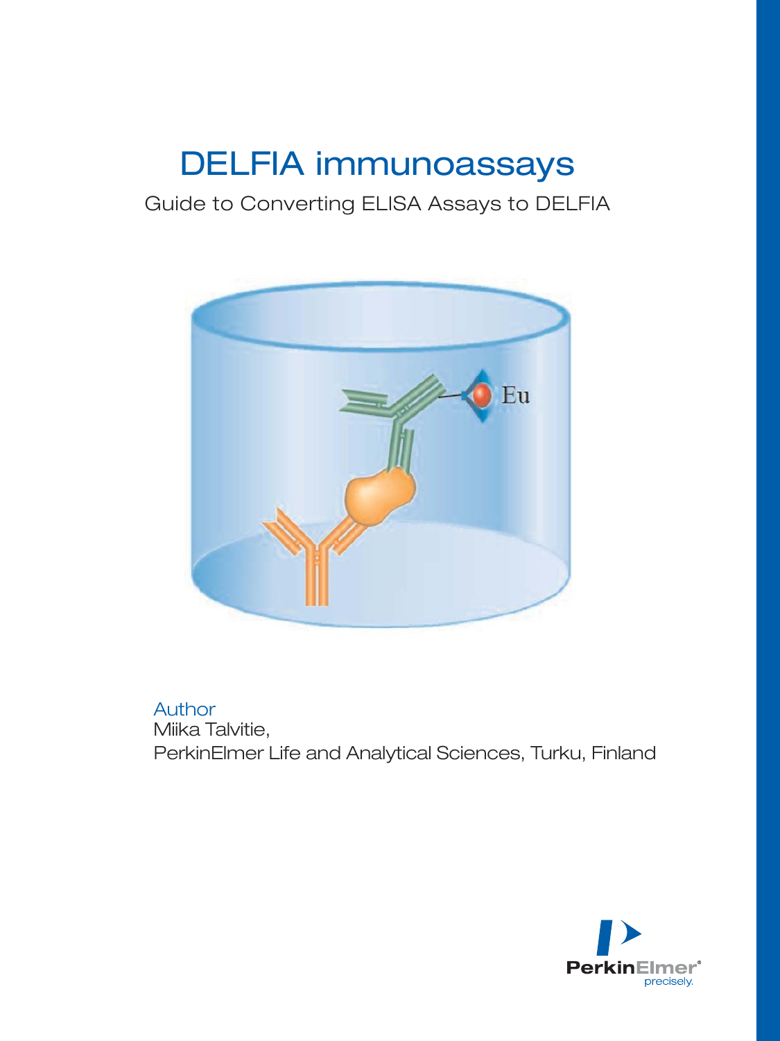# DELFIA immunoassays

Guide to Converting ELISA Assays to DELFIA

Author

Miika Talvitie,

PerkinElmer Life and Analytical Sciences, Turku, Finland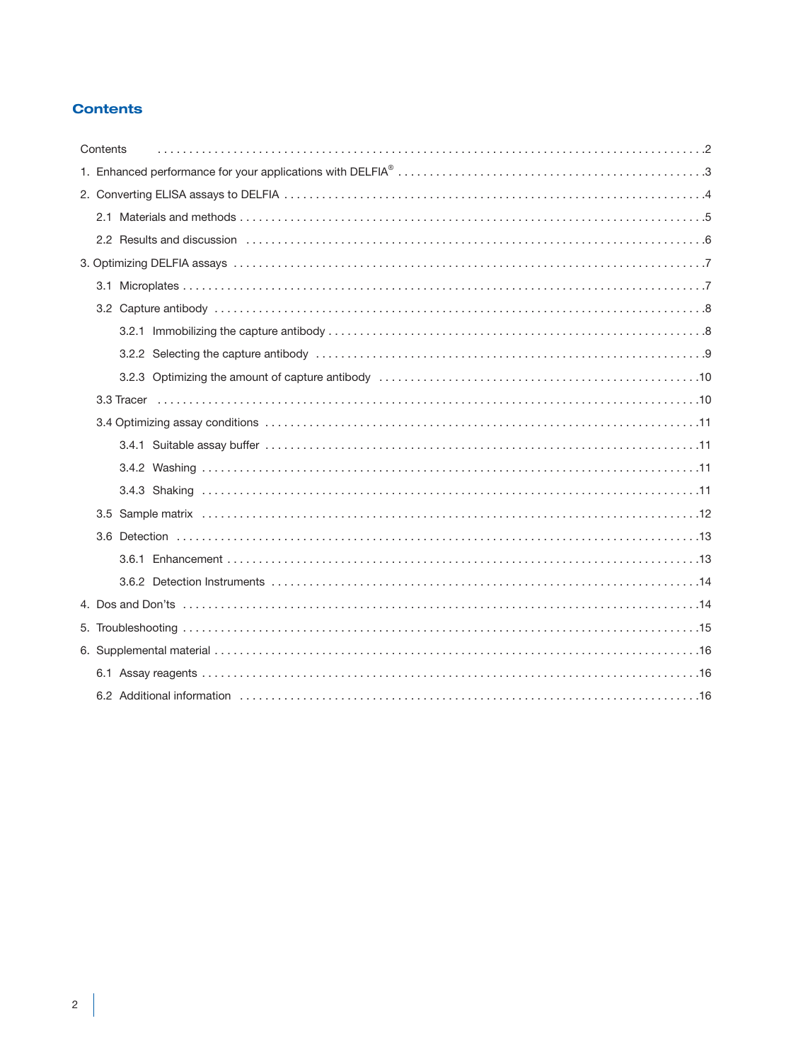## Contents

Contents . . . . . 2

1. Enhanced performance for your applications with DELFIA® . . . . . 3

2. Converting ELISA assays to DELFIA . . . . . 4
   - 2.1 Materials and methods . . . . . 5
   - 2.2 Results and discussion . . . . . 6

3. Optimizing DELFIA assays . . . . . 7
   - 3.1 Microplates . . . . . 7
   - 3.2 Capture antibody . . . . . 8
     - 3.2.1 Immobilizing the capture antibody . . . . . 8
     - 3.2.2 Selecting the capture antibody . . . . . 9
     - 3.2.3 Optimizing the amount of capture antibody . . . . . 10
   - 3.3 Tracer . . . . . 10
   - 3.4 Optimizing assay conditions . . . . . 11
     - 3.4.1 Suitable assay buffer . . . . . 11
     - 3.4.2 Washing . . . . . 11
     - 3.4.3 Shaking . . . . . 11
   - 3.5 Sample matrix . . . . . 12
   - 3.6 Detection . . . . . 13
     - 3.6.1 Enhancement . . . . . 13
     - 3.6.2 Detection Instruments . . . . . 14

4. Dos and Don'ts . . . . . 14

5. Troubleshooting . . . . . 15

6. Supplemental material . . . . . 16
   - 6.1 Assay reagents . . . . . 16
   - 6.2 Additional information . . . . . 16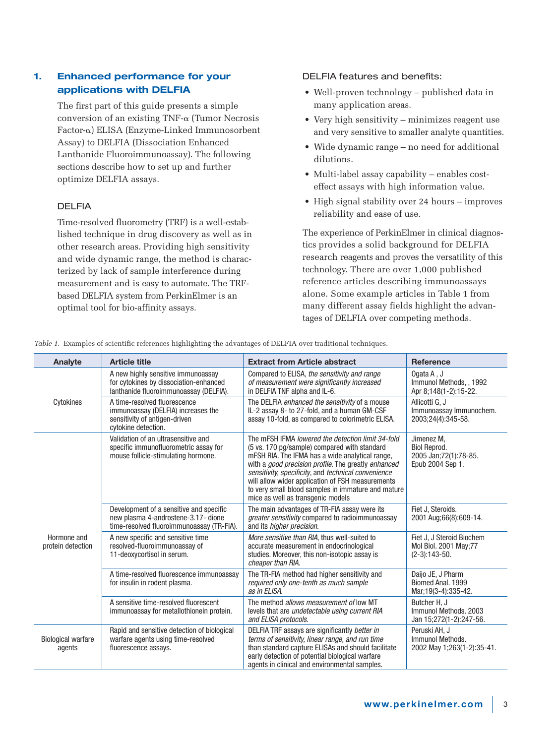## 1. Enhanced performance for your applications with DELFIA

The first part of this guide presents a simple conversion of an existing TNF-α (Tumor Necrosis Factor-α) ELISA (Enzyme-Linked Immunosorbent Assay) to DELFIA (Dissociation Enhanced Lanthanide Fluoroimmunoassay). The following sections describe how to set up and further optimize DELFIA assays.

### DELFIA

Time-resolved fluorometry (TRF) is a well-established technique in drug discovery as well as in other research areas. Providing high sensitivity and wide dynamic range, the method is characterized by lack of sample interference during measurement and is easy to automate. The TRF-based DELFIA system from PerkinElmer is an optimal tool for bio-affinity assays.

### DELFIA features and benefits:

- Well-proven technology – published data in many application areas.
- Very high sensitivity – minimizes reagent use and very sensitive to smaller analyte quantities.
- Wide dynamic range – no need for additional dilutions.
- Multi-label assay capability – enables cost-effect assays with high information value.
- High signal stability over 24 hours – improves reliability and ease of use.

The experience of PerkinElmer in clinical diagnostics provides a solid background for DELFIA research reagents and proves the versatility of this technology. There are over 1,000 published reference articles describing immunoassays alone. Some example articles in Table 1 from many different assay fields highlight the advantages of DELFIA over competing methods.

*Table 1.* Examples of scientific references highlighting the advantages of DELFIA over traditional techniques.

| Analyte | Article title | Extract from Article abstract | Reference |
|---|---|---|---|
| Cytokines | A new highly sensitive immunoassay for cytokines by dissociation-enhanced lanthanide fluoroimmunoassay (DELFIA). | Compared to ELISA, *the sensitivity and range of measurement were significantly increased* in DELFIA TNF alpha and IL-6. | Ogata A , J Immunol Methods, , 1992 Apr 8;148(1-2):15-22. |
| | A time-resolved fluorescence immunoassay (DELFIA) increases the sensitivity of antigen-driven cytokine detection. | The DELFIA *enhanced the sensitivity* of a mouse IL-2 assay 8- to 27-fold, and a human GM-CSF assay 10-fold, as compared to colorimetric ELISA. | Allicotti G, J Immunoassay Immunochem. 2003;24(4):345-58. |
| Hormone and protein detection | Validation of an ultrasensitive and specific immunofluorometric assay for mouse follicle-stimulating hormone. | The mFSH IFMA *lowered the detection limit 34-fold* (5 vs. 170 pg/sample) compared with standard mFSH RIA. The IFMA has a wide analytical range, with a *good precision profile*. The greatly *enhanced sensitivity, specificity*, and *technical convenience* will allow wider application of FSH measurements to very small blood samples in immature and mature mice as well as transgenic models | Jimenez M, Biol Reprod. 2005 Jan;72(1):78-85. Epub 2004 Sep 1. |
| | Development of a sensitive and specific new plasma 4-androstene-3.17- dione time-resolved fluoroimmunoassay (TR-FIA). | The main advantages of TR-FIA assay were its *greater sensitivity* compared to radioimmunoassay and its *higher precision*. | Fiet J, Steroids. 2001 Aug;66(8):609-14. |
| | A new specific and sensitive time resolved-fluoroimmunoassay of 11-deoxycortisol in serum. | *More sensitive than RIA*, thus well-suited to accurate measurement in endocrinological studies. Moreover, this non-isotopic assay is *cheaper than RIA*. | Fiet J, J Steroid Biochem Mol Biol. 2001 May;77 (2-3):143-50. |
| | A time-resolved fluorescence immunoassay for insulin in rodent plasma. | The TR-FIA method had higher sensitivity and *required only one-tenth as much sample as in ELISA*. | Daijo JE, J Pharm Biomed Anal. 1999 Mar;19(3-4):335-42. |
| | A sensitive time-resolved fluorescent immunoassay for metallothionein protein. | The method *allows measurement of* low MT levels that are *undetectable using current RIA and ELISA protocols*. | Butcher H, J Immunol Methods. 2003 Jan 15;272(1-2):247-56. |
| Biological warfare agents | Rapid and sensitive detection of biological warfare agents using time-resolved fluorescence assays. | DELFIA TRF assays are significantly *better in terms of sensitivity, linear range, and run time* than standard capture ELISAs and should facilitate early detection of potential biological warfare agents in clinical and environmental samples. | Peruski AH, J Immunol Methods. 2002 May 1;263(1-2):35-41. |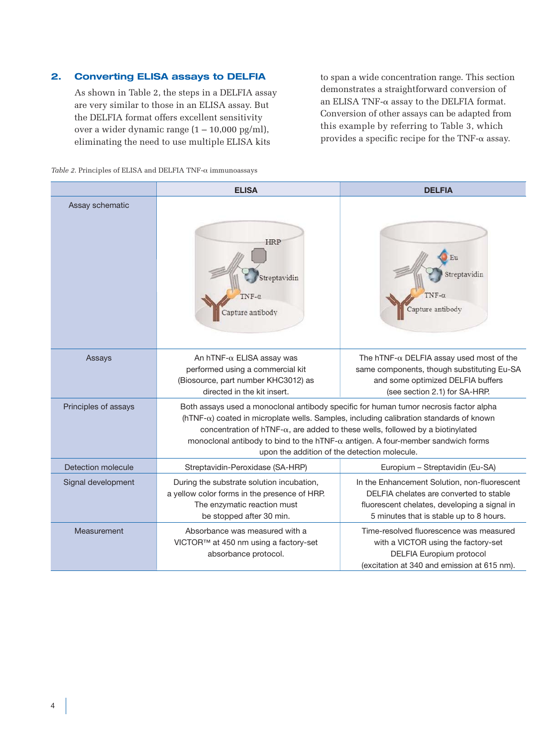## 2. Converting ELISA assays to DELFIA

As shown in Table 2, the steps in a DELFIA assay are very similar to those in an ELISA assay. But the DELFIA format offers excellent sensitivity over a wider dynamic range (1 – 10,000 pg/ml), eliminating the need to use multiple ELISA kits to span a wide concentration range. This section demonstrates a straightforward conversion of an ELISA TNF-α assay to the DELFIA format. Conversion of other assays can be adapted from this example by referring to Table 3, which provides a specific recipe for the TNF-α assay.

*Table 2.* Principles of ELISA and DELFIA TNF-α immunoassays

| | ELISA | DELFIA |
|---|---|---|
| Assay schematic | HRP, Streptavidin, TNF-α, Capture antibody | Eu, Streptavidin, TNF-α, Capture antibody |
| Assays | An hTNF-α ELISA assay was performed using a commercial kit (Biosource, part number KHC3012) as directed in the kit insert. | The hTNF-α DELFIA assay used most of the same components, though substituting Eu-SA and some optimized DELFIA buffers (see section 2.1) for SA-HRP. |
| Principles of assays | Both assays used a monoclonal antibody specific for human tumor necrosis factor alpha (hTNF-α) coated in microplate wells. Samples, including calibration standards of known concentration of hTNF-α, are added to these wells, followed by a biotinylated monoclonal antibody to bind to the hTNF-α antigen. A four-member sandwich forms upon the addition of the detection molecule. | |
| Detection molecule | Streptavidin-Peroxidase (SA-HRP) | Europium – Streptavidin (Eu-SA) |
| Signal development | During the substrate solution incubation, a yellow color forms in the presence of HRP. The enzymatic reaction must be stopped after 30 min. | In the Enhancement Solution, non-fluorescent DELFIA chelates are converted to stable fluorescent chelates, developing a signal in 5 minutes that is stable up to 8 hours. |
| Measurement | Absorbance was measured with a VICTOR™ at 450 nm using a factory-set absorbance protocol. | Time-resolved fluorescence was measured with a VICTOR using the factory-set DELFIA Europium protocol (excitation at 340 and emission at 615 nm). |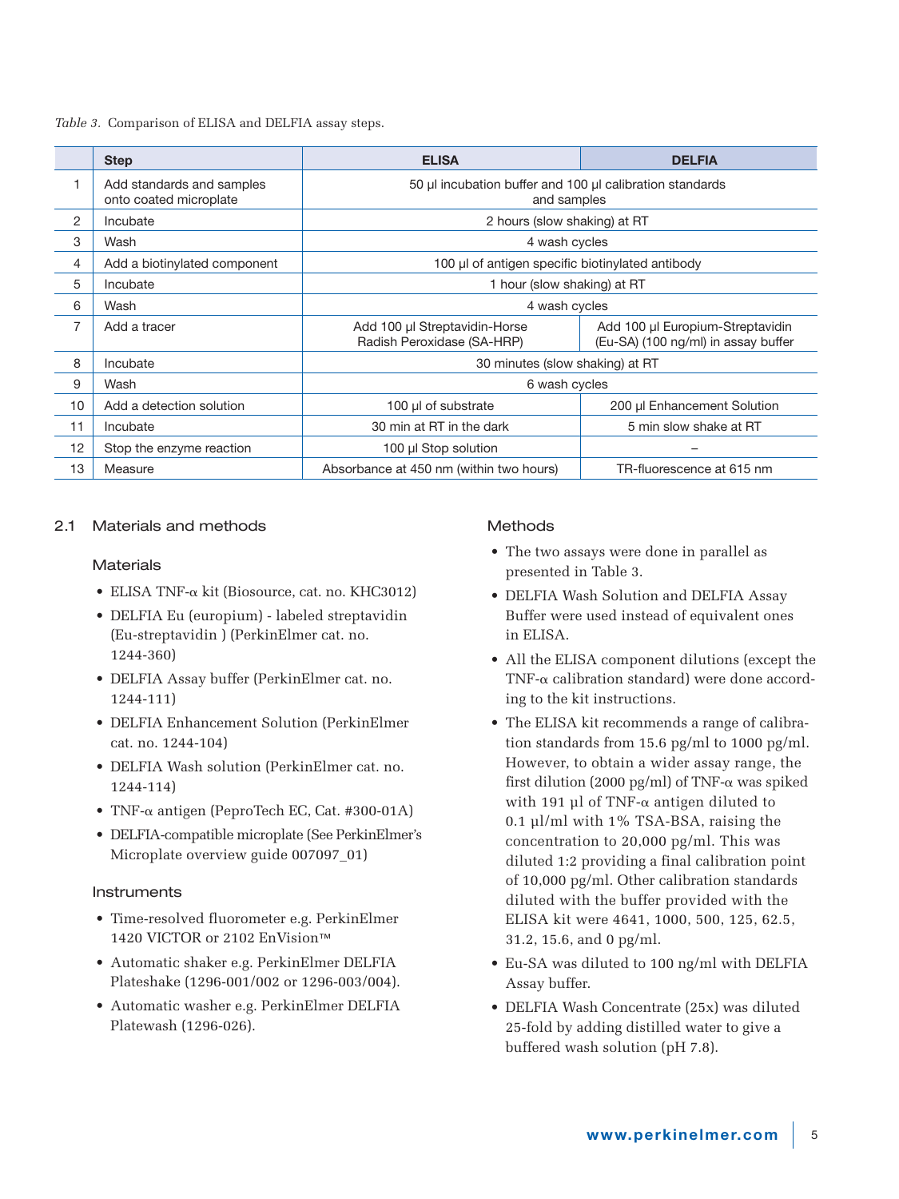*Table 3.* Comparison of ELISA and DELFIA assay steps.

| | Step | ELISA | DELFIA |
|---|---|---|---|
| 1 | Add standards and samples onto coated microplate | 50 µl incubation buffer and 100 µl calibration standards and samples | |
| 2 | Incubate | 2 hours (slow shaking) at RT | |
| 3 | Wash | 4 wash cycles | |
| 4 | Add a biotinylated component | 100 µl of antigen specific biotinylated antibody | |
| 5 | Incubate | 1 hour (slow shaking) at RT | |
| 6 | Wash | 4 wash cycles | |
| 7 | Add a tracer | Add 100 µl Streptavidin-Horse Radish Peroxidase (SA-HRP) | Add 100 µl Europium-Streptavidin (Eu-SA) (100 ng/ml) in assay buffer |
| 8 | Incubate | 30 minutes (slow shaking) at RT | |
| 9 | Wash | 6 wash cycles | |
| 10 | Add a detection solution | 100 µl of substrate | 200 µl Enhancement Solution |
| 11 | Incubate | 30 min at RT in the dark | 5 min slow shake at RT |
| 12 | Stop the enzyme reaction | 100 µl Stop solution | – |
| 13 | Measure | Absorbance at 450 nm (within two hours) | TR-fluorescence at 615 nm |

## 2.1 Materials and methods

### Materials

- ELISA TNF-α kit (Biosource, cat. no. KHC3012)
- DELFIA Eu (europium) - labeled streptavidin (Eu-streptavidin ) (PerkinElmer cat. no. 1244-360)
- DELFIA Assay buffer (PerkinElmer cat. no. 1244-111)
- DELFIA Enhancement Solution (PerkinElmer cat. no. 1244-104)
- DELFIA Wash solution (PerkinElmer cat. no. 1244-114)
- TNF-α antigen (PeproTech EC, Cat. #300-01A)
- DELFIA-compatible microplate (See PerkinElmer's Microplate overview guide 007097_01)

### Instruments

- Time-resolved fluorometer e.g. PerkinElmer 1420 VICTOR or 2102 EnVision™
- Automatic shaker e.g. PerkinElmer DELFIA Plateshake (1296-001/002 or 1296-003/004).
- Automatic washer e.g. PerkinElmer DELFIA Platewash (1296-026).

### Methods

- The two assays were done in parallel as presented in Table 3.
- DELFIA Wash Solution and DELFIA Assay Buffer were used instead of equivalent ones in ELISA.
- All the ELISA component dilutions (except the TNF-α calibration standard) were done according to the kit instructions.
- The ELISA kit recommends a range of calibration standards from 15.6 pg/ml to 1000 pg/ml. However, to obtain a wider assay range, the first dilution (2000 pg/ml) of TNF-α was spiked with 191 µl of TNF-α antigen diluted to 0.1 µl/ml with 1% TSA-BSA, raising the concentration to 20,000 pg/ml. This was diluted 1:2 providing a final calibration point of 10,000 pg/ml. Other calibration standards diluted with the buffer provided with the ELISA kit were 4641, 1000, 500, 125, 62.5, 31.2, 15.6, and 0 pg/ml.
- Eu-SA was diluted to 100 ng/ml with DELFIA Assay buffer.
- DELFIA Wash Concentrate (25x) was diluted 25-fold by adding distilled water to give a buffered wash solution (pH 7.8).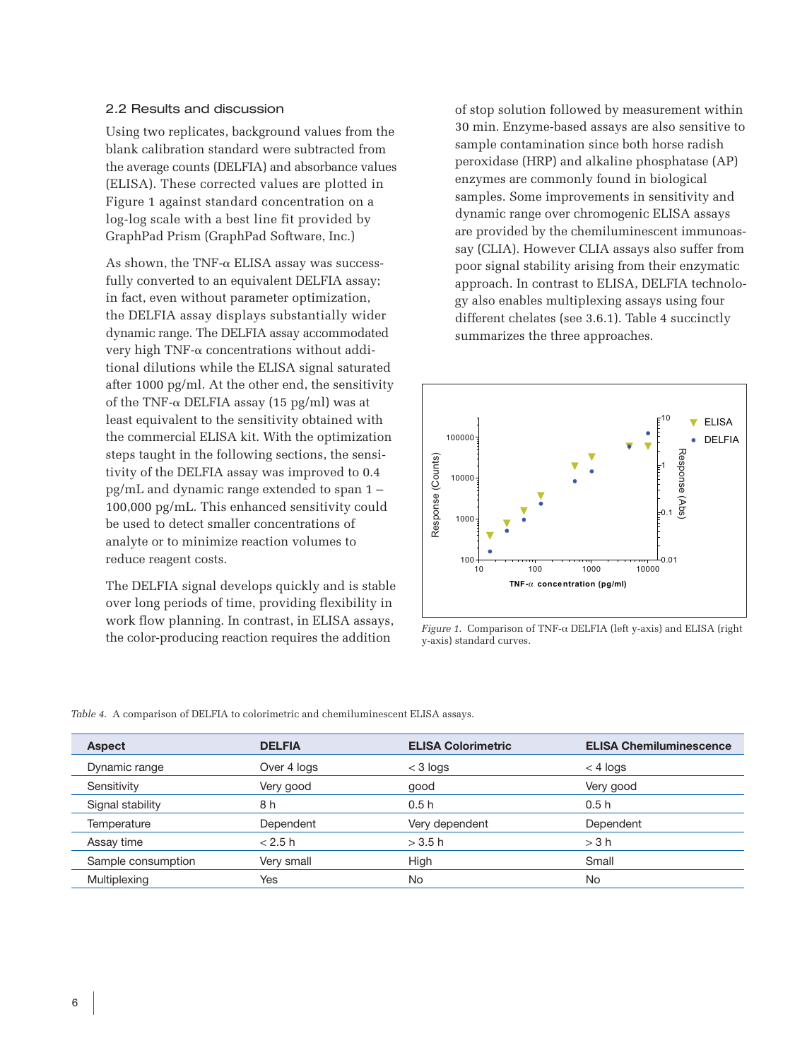### 2.2 Results and discussion

Using two replicates, background values from the blank calibration standard were subtracted from the average counts (DELFIA) and absorbance values (ELISA). These corrected values are plotted in Figure 1 against standard concentration on a log-log scale with a best line fit provided by GraphPad Prism (GraphPad Software, Inc.)

As shown, the TNF-α ELISA assay was successfully converted to an equivalent DELFIA assay; in fact, even without parameter optimization, the DELFIA assay displays substantially wider dynamic range. The DELFIA assay accommodated very high TNF-α concentrations without additional dilutions while the ELISA signal saturated after 1000 pg/ml. At the other end, the sensitivity of the TNF-α DELFIA assay (15 pg/ml) was at least equivalent to the sensitivity obtained with the commercial ELISA kit. With the optimization steps taught in the following sections, the sensitivity of the DELFIA assay was improved to 0.4 pg/mL and dynamic range extended to span 1 – 100,000 pg/mL. This enhanced sensitivity could be used to detect smaller concentrations of analyte or to minimize reaction volumes to reduce reagent costs.

The DELFIA signal develops quickly and is stable over long periods of time, providing flexibility in work flow planning. In contrast, in ELISA assays, the color-producing reaction requires the addition of stop solution followed by measurement within 30 min. Enzyme-based assays are also sensitive to sample contamination since both horse radish peroxidase (HRP) and alkaline phosphatase (AP) enzymes are commonly found in biological samples. Some improvements in sensitivity and dynamic range over chromogenic ELISA assays are provided by the chemiluminescent immunoassay (CLIA). However CLIA assays also suffer from poor signal stability arising from their enzymatic approach. In contrast to ELISA, DELFIA technology also enables multiplexing assays using four different chelates (see 3.6.1). Table 4 succinctly summarizes the three approaches.

*Figure 1.* Comparison of TNF-α DELFIA (left y-axis) and ELISA (right y-axis) standard curves.

*Table 4.* A comparison of DELFIA to colorimetric and chemiluminescent ELISA assays.

| Aspect | DELFIA | ELISA Colorimetric | ELISA Chemiluminescence |
|---|---|---|---|
| Dynamic range | Over 4 logs | < 3 logs | < 4 logs |
| Sensitivity | Very good | good | Very good |
| Signal stability | 8 h | 0.5 h | 0.5 h |
| Temperature | Dependent | Very dependent | Dependent |
| Assay time | < 2.5 h | > 3.5 h | > 3 h |
| Sample consumption | Very small | High | Small |
| Multiplexing | Yes | No | No |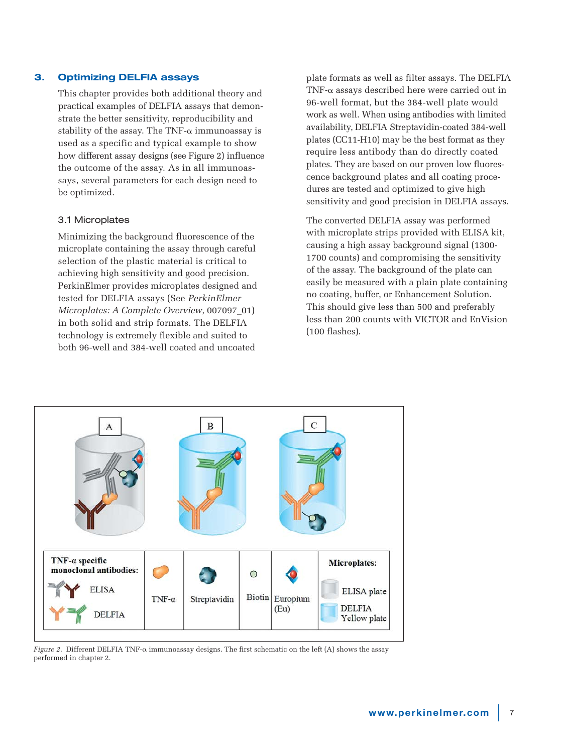## 3. Optimizing DELFIA assays

This chapter provides both additional theory and practical examples of DELFIA assays that demonstrate the better sensitivity, reproducibility and stability of the assay. The TNF-α immunoassay is used as a specific and typical example to show how different assay designs (see Figure 2) influence the outcome of the assay. As in all immunoassays, several parameters for each design need to be optimized.

### 3.1 Microplates

Minimizing the background fluorescence of the microplate containing the assay through careful selection of the plastic material is critical to achieving high sensitivity and good precision. PerkinElmer provides microplates designed and tested for DELFIA assays (See *PerkinElmer Microplates: A Complete Overview*, 007097_01) in both solid and strip formats. The DELFIA technology is extremely flexible and suited to both 96-well and 384-well coated and uncoated plate formats as well as filter assays. The DELFIA TNF-α assays described here were carried out in 96-well format, but the 384-well plate would work as well. When using antibodies with limited availability, DELFIA Streptavidin-coated 384-well plates (CC11-H10) may be the best format as they require less antibody than do directly coated plates. They are based on our proven low fluorescence background plates and all coating procedures are tested and optimized to give high sensitivity and good precision in DELFIA assays.

The converted DELFIA assay was performed with microplate strips provided with ELISA kit, causing a high assay background signal (1300-1700 counts) and compromising the sensitivity of the assay. The background of the plate can easily be measured with a plain plate containing no coating, buffer, or Enhancement Solution. This should give less than 500 and preferably less than 200 counts with VICTOR and EnVision (100 flashes).

| TNF-α specific monoclonal antibodies: | | | | | Microplates: |
|---|---|---|---|---|---|
| ELISA / DELFIA | TNF-α | Streptavidin | Biotin | Europium (Eu) | ELISA plate / DELFIA Yellow plate |

*Figure 2.* Different DELFIA TNF-α immunoassay designs. The first schematic on the left (A) shows the assay performed in chapter 2.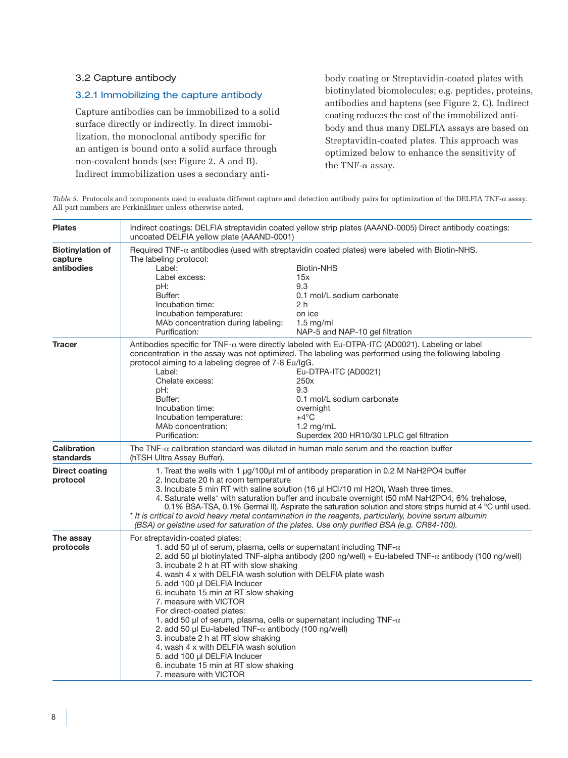## 3.2 Capture antibody

### 3.2.1 Immobilizing the capture antibody

Capture antibodies can be immobilized to a solid surface directly or indirectly. In direct immobilization, the monoclonal antibody specific for an antigen is bound onto a solid surface through non-covalent bonds (see Figure 2, A and B). Indirect immobilization uses a secondary antibody coating or Streptavidin-coated plates with biotinylated biomolecules; e.g. peptides, proteins, antibodies and haptens (see Figure 2, C). Indirect coating reduces the cost of the immobilized antibody and thus many DELFIA assays are based on Streptavidin-coated plates. This approach was optimized below to enhance the sensitivity of the TNF-α assay.

*Table 5.* Protocols and components used to evaluate different capture and detection antibody pairs for optimization of the DELFIA TNF-α assay. All part numbers are PerkinElmer unless otherwise noted.

| | |
|---|---|
| **Plates** | Indirect coatings: DELFIA streptavidin coated yellow strip plates (AAAND-0005) Direct antibody coatings: uncoated DELFIA yellow plate (AAAND-0001) |
| **Biotinylation of capture antibodies** | Required TNF-α antibodies (used with streptavidin coated plates) were labeled with Biotin-NHS.<br>The labeling protocol:<br>Label: Biotin-NHS<br>Label excess: 15x<br>pH: 9.3<br>Buffer: 0.1 mol/L sodium carbonate<br>Incubation time: 2 h<br>Incubation temperature: on ice<br>MAb concentration during labeling: 1.5 mg/ml<br>Purification: NAP-5 and NAP-10 gel filtration |
| **Tracer** | Antibodies specific for TNF-α were directly labeled with Eu-DTPA-ITC (AD0021). Labeling or label concentration in the assay was not optimized. The labeling was performed using the following labeling protocol aiming to a labeling degree of 7-8 Eu/IgG.<br>Label: Eu-DTPA-ITC (AD0021)<br>Chelate excess: 250x<br>pH: 9.3<br>Buffer: 0.1 mol/L sodium carbonate<br>Incubation time: overnight<br>Incubation temperature: +4°C<br>MAb concentration: 1.2 mg/mL<br>Purification: Superdex 200 HR10/30 LPLC gel filtration |
| **Calibration standards** | The TNF-α calibration standard was diluted in human male serum and the reaction buffer (hTSH Ultra Assay Buffer). |
| **Direct coating protocol** | 1. Treat the wells with 1 µg/100µl ml of antibody preparation in 0.2 M NaH2PO4 buffer<br>2. Incubate 20 h at room temperature<br>3. Incubate 5 min RT with saline solution (16 µl HCl/10 ml H2O), Wash three times.<br>4. Saturate wells* with saturation buffer and incubate overnight (50 mM NaH2PO4, 6% trehalose, 0.1% BSA-TSA, 0.1% Germal II). Aspirate the saturation solution and store strips humid at 4 ºC until used.<br>*\* It is critical to avoid heavy metal contamination in the reagents, particularly, bovine serum albumin (BSA) or gelatine used for saturation of the plates. Use only purified BSA (e.g. CR84-100).* |
| **The assay protocols** | For streptavidin-coated plates:<br>1. add 50 µl of serum, plasma, cells or supernatant including TNF-α<br>2. add 50 µl biotinylated TNF-alpha antibody (200 ng/well) + Eu-labeled TNF-α antibody (100 ng/well)<br>3. incubate 2 h at RT with slow shaking<br>4. wash 4 x with DELFIA wash solution with DELFIA plate wash<br>5. add 100 µl DELFIA Inducer<br>6. incubate 15 min at RT slow shaking<br>7. measure with VICTOR<br>For direct-coated plates:<br>1. add 50 µl of serum, plasma, cells or supernatant including TNF-α<br>2. add 50 µl Eu-labeled TNF-α antibody (100 ng/well)<br>3. incubate 2 h at RT slow shaking<br>4. wash 4 x with DELFIA wash solution<br>5. add 100 µl DELFIA Inducer<br>6. incubate 15 min at RT slow shaking<br>7. measure with VICTOR |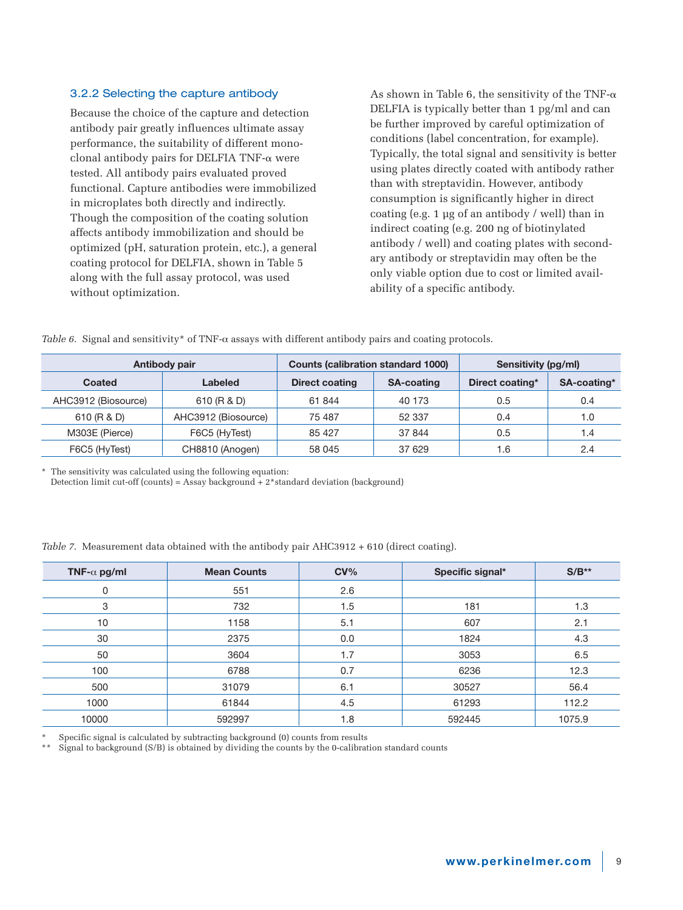### 3.2.2 Selecting the capture antibody

Because the choice of the capture and detection antibody pair greatly influences ultimate assay performance, the suitability of different monoclonal antibody pairs for DELFIA TNF-α were tested. All antibody pairs evaluated proved functional. Capture antibodies were immobilized in microplates both directly and indirectly. Though the composition of the coating solution affects antibody immobilization and should be optimized (pH, saturation protein, etc.), a general coating protocol for DELFIA, shown in Table 5 along with the full assay protocol, was used without optimization.

As shown in Table 6, the sensitivity of the TNF-α DELFIA is typically better than 1 pg/ml and can be further improved by careful optimization of conditions (label concentration, for example). Typically, the total signal and sensitivity is better using plates directly coated with antibody rather than with streptavidin. However, antibody consumption is significantly higher in direct coating (e.g. 1 µg of an antibody / well) than in indirect coating (e.g. 200 ng of biotinylated antibody / well) and coating plates with secondary antibody or streptavidin may often be the only viable option due to cost or limited availability of a specific antibody.

*Table 6.* Signal and sensitivity* of TNF-α assays with different antibody pairs and coating protocols.

| Antibody pair | | Counts (calibration standard 1000) | | Sensitivity (pg/ml) | |
|---|---|---|---|---|---|
| **Coated** | **Labeled** | **Direct coating** | **SA-coating** | **Direct coating*** | **SA-coating*** |
| AHC3912 (Biosource) | 610 (R & D) | 61 844 | 40 173 | 0.5 | 0.4 |
| 610 (R & D) | AHC3912 (Biosource) | 75 487 | 52 337 | 0.4 | 1.0 |
| M303E (Pierce) | F6C5 (HyTest) | 85 427 | 37 844 | 0.5 | 1.4 |
| F6C5 (HyTest) | CH8810 (Anogen) | 58 045 | 37 629 | 1.6 | 2.4 |

\* The sensitivity was calculated using the following equation:
Detection limit cut-off (counts) = Assay background + 2*standard deviation (background)

*Table 7.* Measurement data obtained with the antibody pair AHC3912 + 610 (direct coating).

| TNF-α pg/ml | Mean Counts | CV% | Specific signal* | S/B** |
|---|---|---|---|---|
| 0 | 551 | 2.6 | | |
| 3 | 732 | 1.5 | 181 | 1.3 |
| 10 | 1158 | 5.1 | 607 | 2.1 |
| 30 | 2375 | 0.0 | 1824 | 4.3 |
| 50 | 3604 | 1.7 | 3053 | 6.5 |
| 100 | 6788 | 0.7 | 6236 | 12.3 |
| 500 | 31079 | 6.1 | 30527 | 56.4 |
| 1000 | 61844 | 4.5 | 61293 | 112.2 |
| 10000 | 592997 | 1.8 | 592445 | 1075.9 |

\* Specific signal is calculated by subtracting background (0) counts from results
\** Signal to background (S/B) is obtained by dividing the counts by the 0-calibration standard counts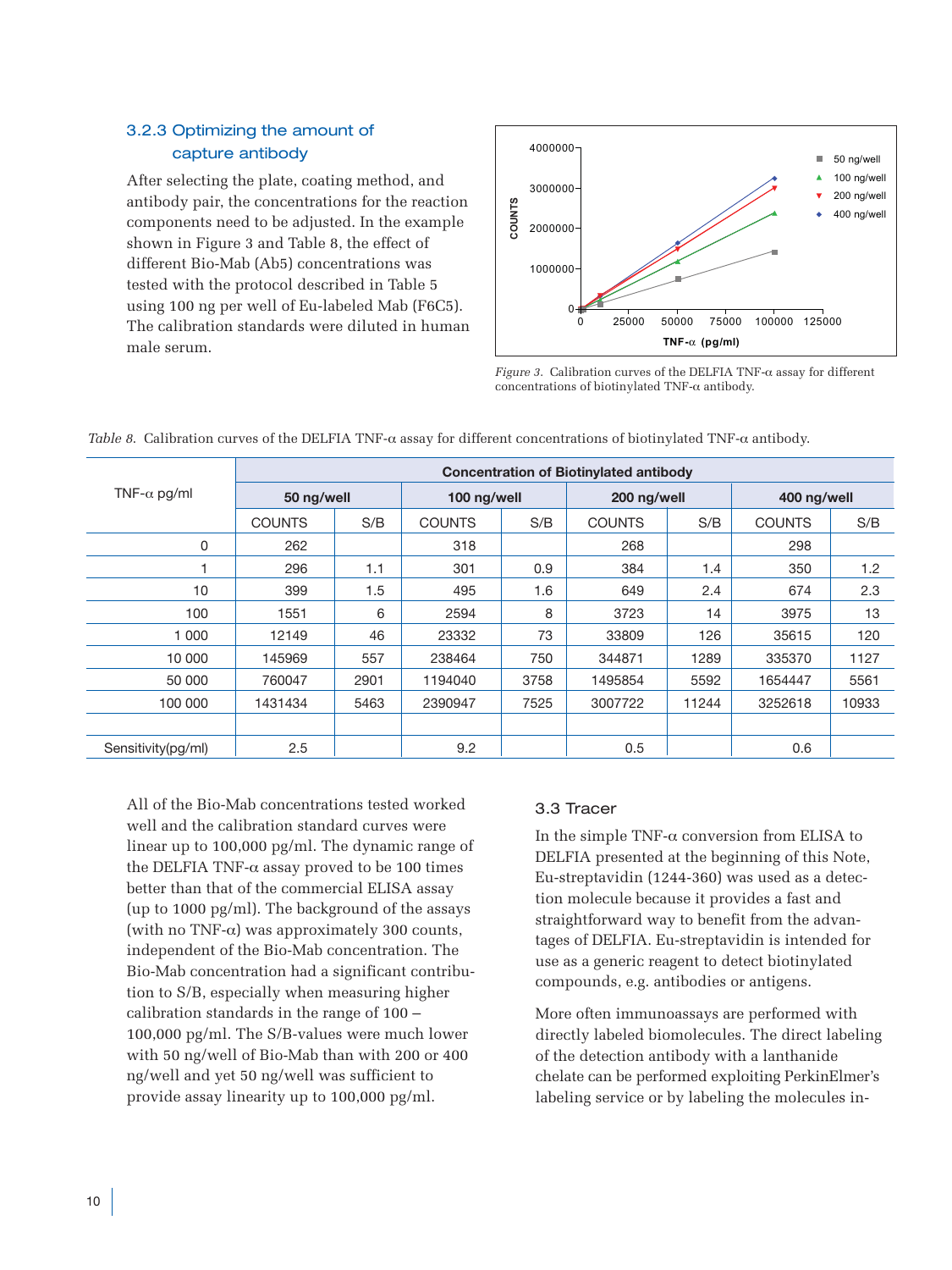### 3.2.3 Optimizing the amount of capture antibody

After selecting the plate, coating method, and antibody pair, the concentrations for the reaction components need to be adjusted. In the example shown in Figure 3 and Table 8, the effect of different Bio-Mab (Ab5) concentrations was tested with the protocol described in Table 5 using 100 ng per well of Eu-labeled Mab (F6C5). The calibration standards were diluted in human male serum.

*Figure 3.* Calibration curves of the DELFIA TNF-α assay for different concentrations of biotinylated TNF-α antibody.

*Table 8.* Calibration curves of the DELFIA TNF-α assay for different concentrations of biotinylated TNF-α antibody.

| TNF-α pg/ml | Concentration of Biotinylated antibody | | | | | | | |
|---|---|---|---|---|---|---|---|---|
| | 50 ng/well | | 100 ng/well | | 200 ng/well | | 400 ng/well | |
| | COUNTS | S/B | COUNTS | S/B | COUNTS | S/B | COUNTS | S/B |
| 0 | 262 | | 318 | | 268 | | 298 | |
| 1 | 296 | 1.1 | 301 | 0.9 | 384 | 1.4 | 350 | 1.2 |
| 10 | 399 | 1.5 | 495 | 1.6 | 649 | 2.4 | 674 | 2.3 |
| 100 | 1551 | 6 | 2594 | 8 | 3723 | 14 | 3975 | 13 |
| 1 000 | 12149 | 46 | 23332 | 73 | 33809 | 126 | 35615 | 120 |
| 10 000 | 145969 | 557 | 238464 | 750 | 344871 | 1289 | 335370 | 1127 |
| 50 000 | 760047 | 2901 | 1194040 | 3758 | 1495854 | 5592 | 1654447 | 5561 |
| 100 000 | 1431434 | 5463 | 2390947 | 7525 | 3007722 | 11244 | 3252618 | 10933 |
| | | | | | | | | |
| Sensitivity(pg/ml) | 2.5 | | 9.2 | | 0.5 | | 0.6 | |

All of the Bio-Mab concentrations tested worked well and the calibration standard curves were linear up to 100,000 pg/ml. The dynamic range of the DELFIA TNF-α assay proved to be 100 times better than that of the commercial ELISA assay (up to 1000 pg/ml). The background of the assays (with no TNF-α) was approximately 300 counts, independent of the Bio-Mab concentration. The Bio-Mab concentration had a significant contribution to S/B, especially when measuring higher calibration standards in the range of 100 – 100,000 pg/ml. The S/B-values were much lower with 50 ng/well of Bio-Mab than with 200 or 400 ng/well and yet 50 ng/well was sufficient to provide assay linearity up to 100,000 pg/ml.

### 3.3 Tracer

In the simple TNF-α conversion from ELISA to DELFIA presented at the beginning of this Note, Eu-streptavidin (1244-360) was used as a detection molecule because it provides a fast and straightforward way to benefit from the advantages of DELFIA. Eu-streptavidin is intended for use as a generic reagent to detect biotinylated compounds, e.g. antibodies or antigens.

More often immunoassays are performed with directly labeled biomolecules. The direct labeling of the detection antibody with a lanthanide chelate can be performed exploiting PerkinElmer's labeling service or by labeling the molecules in-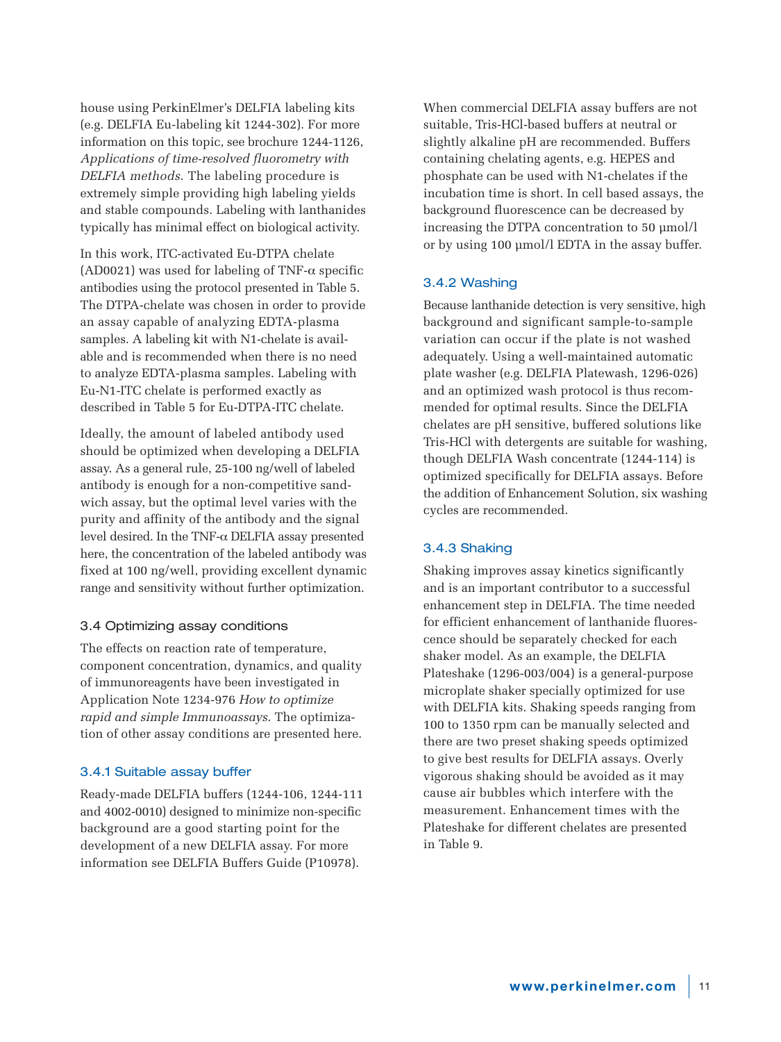house using PerkinElmer's DELFIA labeling kits (e.g. DELFIA Eu-labeling kit 1244-302). For more information on this topic, see brochure 1244-1126, *Applications of time-resolved fluorometry with DELFIA methods*. The labeling procedure is extremely simple providing high labeling yields and stable compounds. Labeling with lanthanides typically has minimal effect on biological activity.

In this work, ITC-activated Eu-DTPA chelate (AD0021) was used for labeling of TNF-α specific antibodies using the protocol presented in Table 5. The DTPA-chelate was chosen in order to provide an assay capable of analyzing EDTA-plasma samples. A labeling kit with N1-chelate is available and is recommended when there is no need to analyze EDTA-plasma samples. Labeling with Eu-N1-ITC chelate is performed exactly as described in Table 5 for Eu-DTPA-ITC chelate.

Ideally, the amount of labeled antibody used should be optimized when developing a DELFIA assay. As a general rule, 25-100 ng/well of labeled antibody is enough for a non-competitive sandwich assay, but the optimal level varies with the purity and affinity of the antibody and the signal level desired. In the TNF-α DELFIA assay presented here, the concentration of the labeled antibody was fixed at 100 ng/well, providing excellent dynamic range and sensitivity without further optimization.

## 3.4 Optimizing assay conditions

The effects on reaction rate of temperature, component concentration, dynamics, and quality of immunoreagents have been investigated in Application Note 1234-976 *How to optimize rapid and simple Immunoassays*. The optimization of other assay conditions are presented here.

### 3.4.1 Suitable assay buffer

Ready-made DELFIA buffers (1244-106, 1244-111 and 4002-0010) designed to minimize non-specific background are a good starting point for the development of a new DELFIA assay. For more information see DELFIA Buffers Guide (P10978).

When commercial DELFIA assay buffers are not suitable, Tris-HCl-based buffers at neutral or slightly alkaline pH are recommended. Buffers containing chelating agents, e.g. HEPES and phosphate can be used with N1-chelates if the incubation time is short. In cell based assays, the background fluorescence can be decreased by increasing the DTPA concentration to 50 µmol/l or by using 100 µmol/l EDTA in the assay buffer.

### 3.4.2 Washing

Because lanthanide detection is very sensitive, high background and significant sample-to-sample variation can occur if the plate is not washed adequately. Using a well-maintained automatic plate washer (e.g. DELFIA Platewash, 1296-026) and an optimized wash protocol is thus recommended for optimal results. Since the DELFIA chelates are pH sensitive, buffered solutions like Tris-HCl with detergents are suitable for washing, though DELFIA Wash concentrate (1244-114) is optimized specifically for DELFIA assays. Before the addition of Enhancement Solution, six washing cycles are recommended.

### 3.4.3 Shaking

Shaking improves assay kinetics significantly and is an important contributor to a successful enhancement step in DELFIA. The time needed for efficient enhancement of lanthanide fluorescence should be separately checked for each shaker model. As an example, the DELFIA Plateshake (1296-003/004) is a general-purpose microplate shaker specially optimized for use with DELFIA kits. Shaking speeds ranging from 100 to 1350 rpm can be manually selected and there are two preset shaking speeds optimized to give best results for DELFIA assays. Overly vigorous shaking should be avoided as it may cause air bubbles which interfere with the measurement. Enhancement times with the Plateshake for different chelates are presented in Table 9.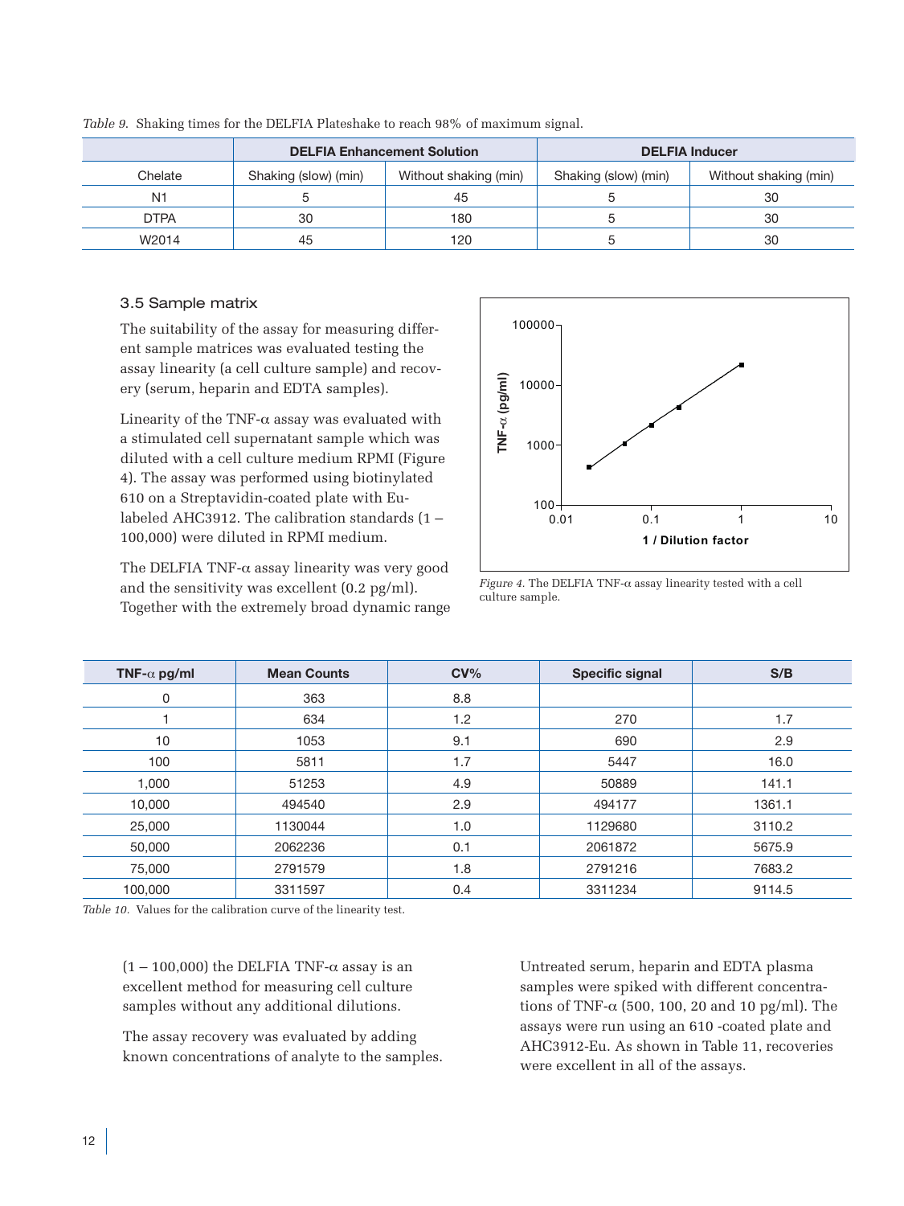*Table 9.* Shaking times for the DELFIA Plateshake to reach 98% of maximum signal.

| | DELFIA Enhancement Solution | | DELFIA Inducer | |
|---|---|---|---|---|
| Chelate | Shaking (slow) (min) | Without shaking (min) | Shaking (slow) (min) | Without shaking (min) |
| N1 | 5 | 45 | 5 | 30 |
| DTPA | 30 | 180 | 5 | 30 |
| W2014 | 45 | 120 | 5 | 30 |

### 3.5 Sample matrix

The suitability of the assay for measuring different sample matrices was evaluated testing the assay linearity (a cell culture sample) and recovery (serum, heparin and EDTA samples).

Linearity of the TNF-α assay was evaluated with a stimulated cell supernatant sample which was diluted with a cell culture medium RPMI (Figure 4). The assay was performed using biotinylated 610 on a Streptavidin-coated plate with Eu-labeled AHC3912. The calibration standards (1 – 100,000) were diluted in RPMI medium.

The DELFIA TNF-α assay linearity was very good and the sensitivity was excellent (0.2 pg/ml). Together with the extremely broad dynamic range (1 – 100,000) the DELFIA TNF-α assay is an excellent method for measuring cell culture samples without any additional dilutions.

*Figure 4.* The DELFIA TNF-α assay linearity tested with a cell culture sample.

| TNF-α pg/ml | Mean Counts | CV% | Specific signal | S/B |
|---|---|---|---|---|
| 0 | 363 | 8.8 | | |
| 1 | 634 | 1.2 | 270 | 1.7 |
| 10 | 1053 | 9.1 | 690 | 2.9 |
| 100 | 5811 | 1.7 | 5447 | 16.0 |
| 1,000 | 51253 | 4.9 | 50889 | 141.1 |
| 10,000 | 494540 | 2.9 | 494177 | 1361.1 |
| 25,000 | 1130044 | 1.0 | 1129680 | 3110.2 |
| 50,000 | 2062236 | 0.1 | 2061872 | 5675.9 |
| 75,000 | 2791579 | 1.8 | 2791216 | 7683.2 |
| 100,000 | 3311597 | 0.4 | 3311234 | 9114.5 |

*Table 10.* Values for the calibration curve of the linearity test.

The assay recovery was evaluated by adding known concentrations of analyte to the samples.

Untreated serum, heparin and EDTA plasma samples were spiked with different concentrations of TNF-α (500, 100, 20 and 10 pg/ml). The assays were run using an 610 -coated plate and AHC3912-Eu. As shown in Table 11, recoveries were excellent in all of the assays.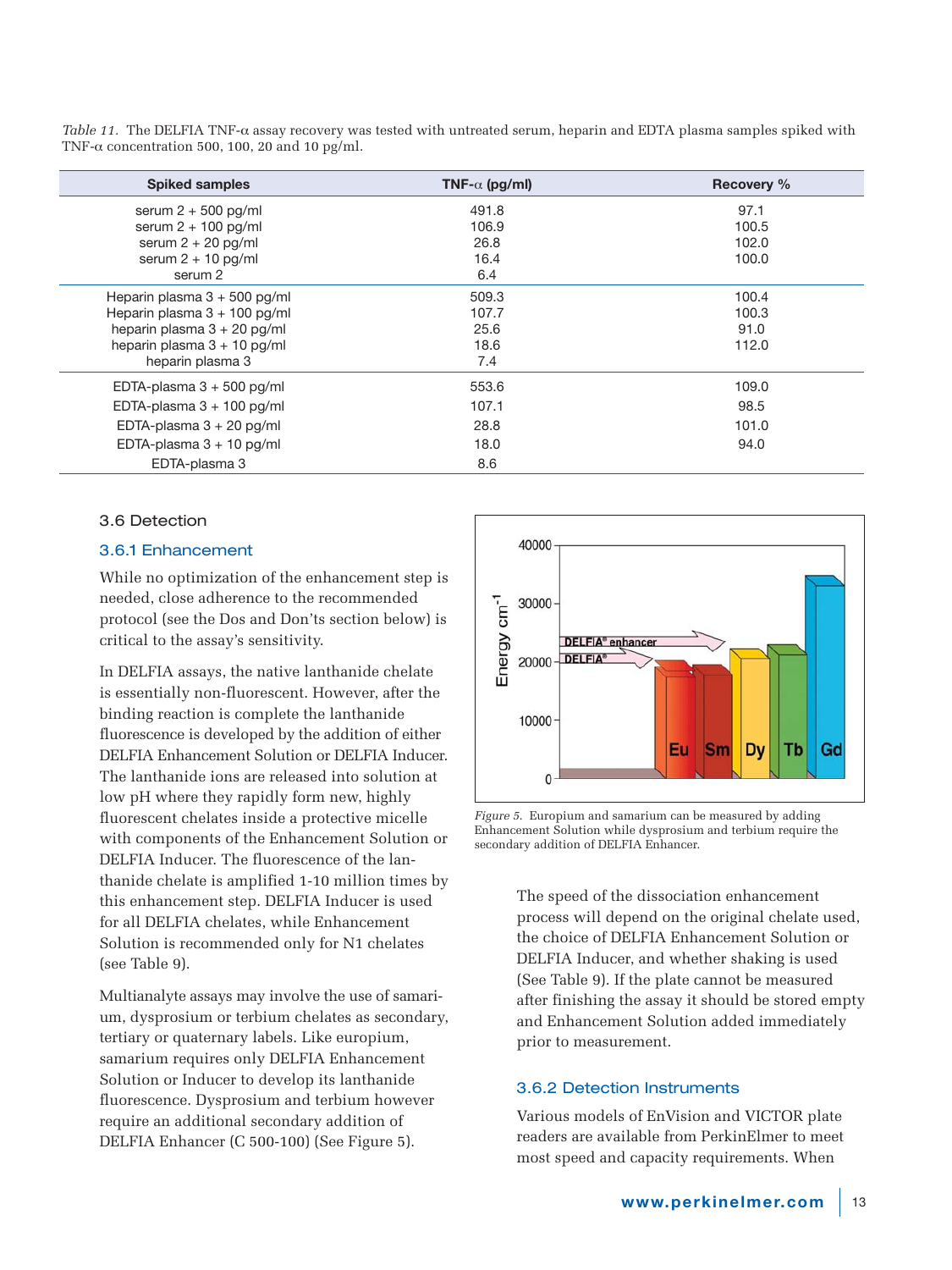*Table 11.* The DELFIA TNF-α assay recovery was tested with untreated serum, heparin and EDTA plasma samples spiked with TNF-α concentration 500, 100, 20 and 10 pg/ml.

| Spiked samples | TNF-α (pg/ml) | Recovery % |
|---|---|---|
| serum 2 + 500 pg/ml | 491.8 | 97.1 |
| serum 2 + 100 pg/ml | 106.9 | 100.5 |
| serum 2 + 20 pg/ml | 26.8 | 102.0 |
| serum 2 + 10 pg/ml | 16.4 | 100.0 |
| serum 2 | 6.4 | |
| Heparin plasma 3 + 500 pg/ml | 509.3 | 100.4 |
| Heparin plasma 3 + 100 pg/ml | 107.7 | 100.3 |
| heparin plasma 3 + 20 pg/ml | 25.6 | 91.0 |
| heparin plasma 3 + 10 pg/ml | 18.6 | 112.0 |
| heparin plasma 3 | 7.4 | |
| EDTA-plasma 3 + 500 pg/ml | 553.6 | 109.0 |
| EDTA-plasma 3 + 100 pg/ml | 107.1 | 98.5 |
| EDTA-plasma 3 + 20 pg/ml | 28.8 | 101.0 |
| EDTA-plasma 3 + 10 pg/ml | 18.0 | 94.0 |
| EDTA-plasma 3 | 8.6 | |

## 3.6 Detection

### 3.6.1 Enhancement

While no optimization of the enhancement step is needed, close adherence to the recommended protocol (see the Dos and Don'ts section below) is critical to the assay's sensitivity.

In DELFIA assays, the native lanthanide chelate is essentially non-fluorescent. However, after the binding reaction is complete the lanthanide fluorescence is developed by the addition of either DELFIA Enhancement Solution or DELFIA Inducer. The lanthanide ions are released into solution at low pH where they rapidly form new, highly fluorescent chelates inside a protective micelle with components of the Enhancement Solution or DELFIA Inducer. The fluorescence of the lanthanide chelate is amplified 1-10 million times by this enhancement step. DELFIA Inducer is used for all DELFIA chelates, while Enhancement Solution is recommended only for N1 chelates (see Table 9).

Multianalyte assays may involve the use of samarium, dysprosium or terbium chelates as secondary, tertiary or quaternary labels. Like europium, samarium requires only DELFIA Enhancement Solution or Inducer to develop its lanthanide fluorescence. Dysprosium and terbium however require an additional secondary addition of DELFIA Enhancer (C 500-100) (See Figure 5).

*Figure 5.* Europium and samarium can be measured by adding Enhancement Solution while dysprosium and terbium require the secondary addition of DELFIA Enhancer.

The speed of the dissociation enhancement process will depend on the original chelate used, the choice of DELFIA Enhancement Solution or DELFIA Inducer, and whether shaking is used (See Table 9). If the plate cannot be measured after finishing the assay it should be stored empty and Enhancement Solution added immediately prior to measurement.

### 3.6.2 Detection Instruments

Various models of EnVision and VICTOR plate readers are available from PerkinElmer to meet most speed and capacity requirements. When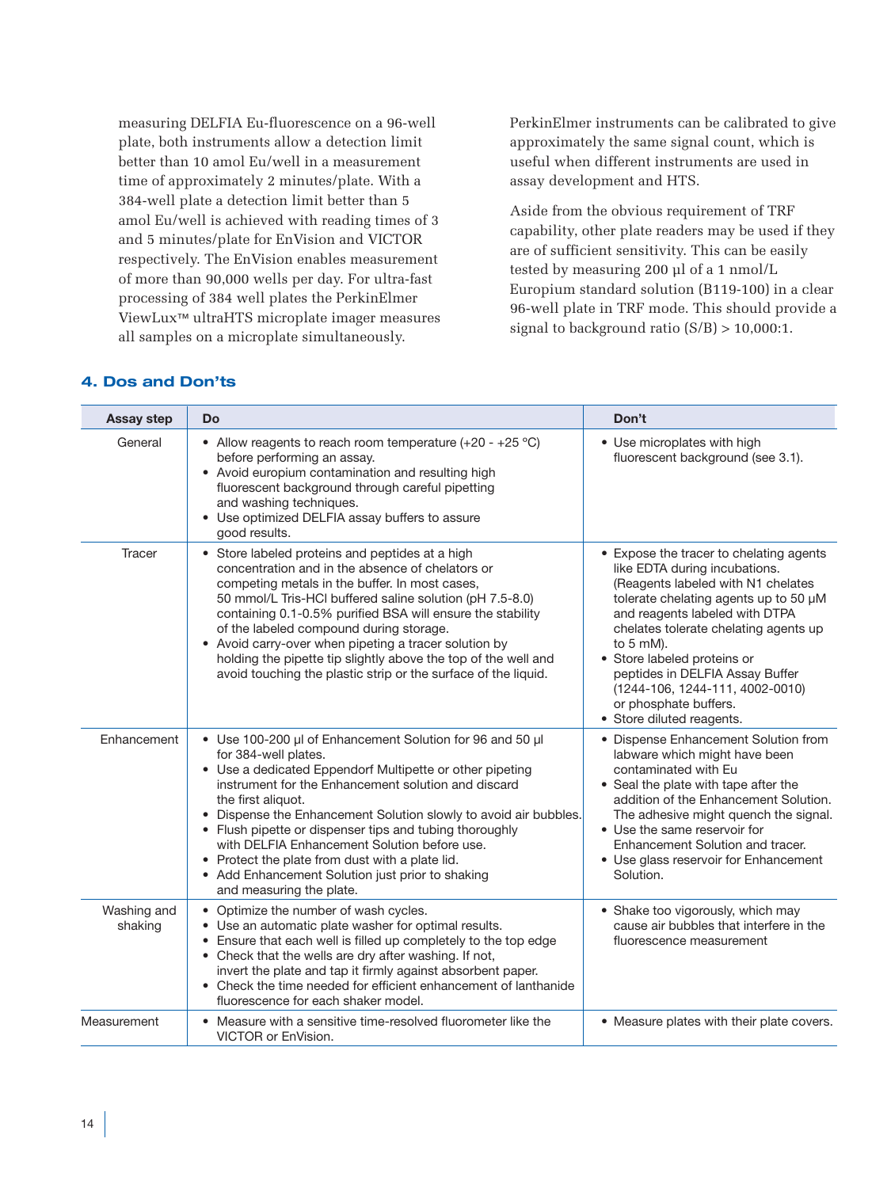measuring DELFIA Eu-fluorescence on a 96-well plate, both instruments allow a detection limit better than 10 amol Eu/well in a measurement time of approximately 2 minutes/plate. With a 384-well plate a detection limit better than 5 amol Eu/well is achieved with reading times of 3 and 5 minutes/plate for EnVision and VICTOR respectively. The EnVision enables measurement of more than 90,000 wells per day. For ultra-fast processing of 384 well plates the PerkinElmer ViewLux™ ultraHTS microplate imager measures all samples on a microplate simultaneously.

PerkinElmer instruments can be calibrated to give approximately the same signal count, which is useful when different instruments are used in assay development and HTS.

Aside from the obvious requirement of TRF capability, other plate readers may be used if they are of sufficient sensitivity. This can be easily tested by measuring 200 µl of a 1 nmol/L Europium standard solution (B119-100) in a clear 96-well plate in TRF mode. This should provide a signal to background ratio (S/B) > 10,000:1.

## 4. Dos and Don'ts

| Assay step | Do | Don't |
|---|---|---|
| General | • Allow reagents to reach room temperature (+20 - +25 °C) before performing an assay.<br>• Avoid europium contamination and resulting high fluorescent background through careful pipetting and washing techniques.<br>• Use optimized DELFIA assay buffers to assure good results. | • Use microplates with high fluorescent background (see 3.1). |
| Tracer | • Store labeled proteins and peptides at a high concentration and in the absence of chelators or competing metals in the buffer. In most cases, 50 mmol/L Tris-HCl buffered saline solution (pH 7.5-8.0) containing 0.1-0.5% purified BSA will ensure the stability of the labeled compound during storage.<br>• Avoid carry-over when pipeting a tracer solution by holding the pipette tip slightly above the top of the well and avoid touching the plastic strip or the surface of the liquid. | • Expose the tracer to chelating agents like EDTA during incubations. (Reagents labeled with N1 chelates tolerate chelating agents up to 50 µM and reagents labeled with DTPA chelates tolerate chelating agents up to 5 mM).<br>• Store labeled proteins or peptides in DELFIA Assay Buffer (1244-106, 1244-111, 4002-0010) or phosphate buffers.<br>• Store diluted reagents. |
| Enhancement | • Use 100-200 µl of Enhancement Solution for 96 and 50 µl for 384-well plates.<br>• Use a dedicated Eppendorf Multipette or other pipeting instrument for the Enhancement solution and discard the first aliquot.<br>• Dispense the Enhancement Solution slowly to avoid air bubbles.<br>• Flush pipette or dispenser tips and tubing thoroughly with DELFIA Enhancement Solution before use.<br>• Protect the plate from dust with a plate lid.<br>• Add Enhancement Solution just prior to shaking and measuring the plate. | • Dispense Enhancement Solution from labware which might have been contaminated with Eu<br>• Seal the plate with tape after the addition of the Enhancement Solution. The adhesive might quench the signal.<br>• Use the same reservoir for Enhancement Solution and tracer.<br>• Use glass reservoir for Enhancement Solution. |
| Washing and shaking | • Optimize the number of wash cycles.<br>• Use an automatic plate washer for optimal results.<br>• Ensure that each well is filled up completely to the top edge<br>• Check that the wells are dry after washing. If not, invert the plate and tap it firmly against absorbent paper.<br>• Check the time needed for efficient enhancement of lanthanide fluorescence for each shaker model. | • Shake too vigorously, which may cause air bubbles that interfere in the fluorescence measurement |
| Measurement | • Measure with a sensitive time-resolved fluorometer like the VICTOR or EnVision. | • Measure plates with their plate covers. |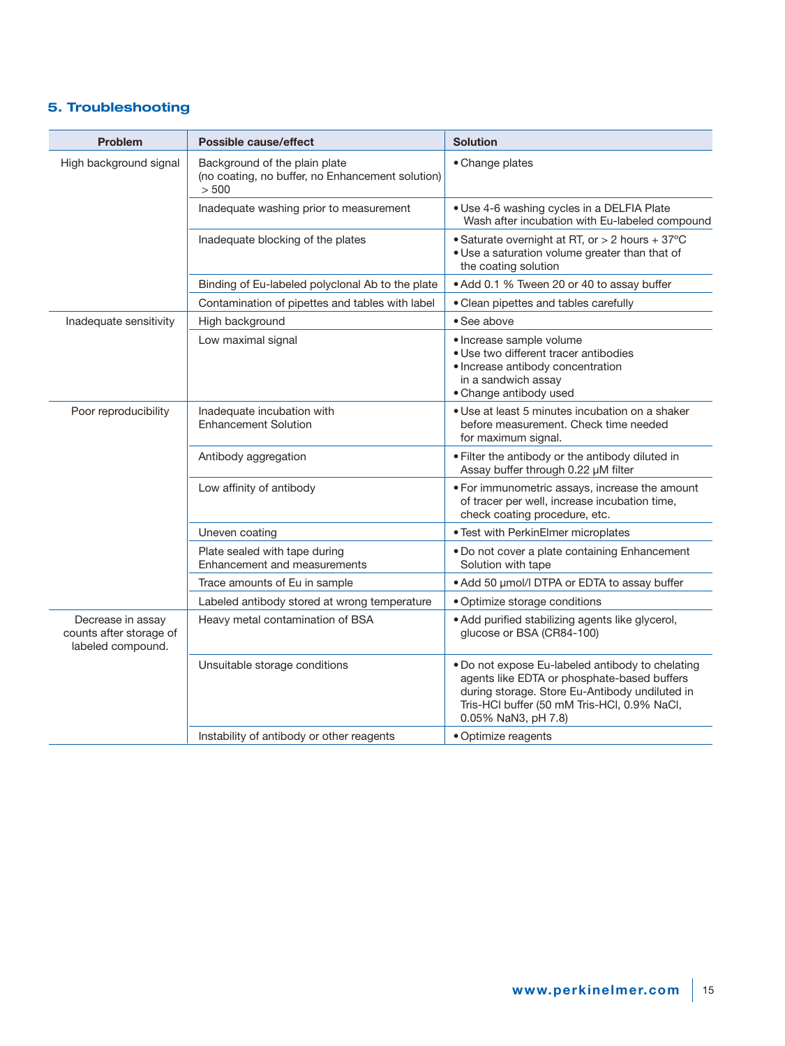## 5. Troubleshooting

| Problem | Possible cause/effect | Solution |
|---|---|---|
| High background signal | Background of the plain plate (no coating, no buffer, no Enhancement solution) > 500 | • Change plates |
| | Inadequate washing prior to measurement | • Use 4-6 washing cycles in a DELFIA Plate Wash after incubation with Eu-labeled compound |
| | Inadequate blocking of the plates | • Saturate overnight at RT, or > 2 hours + 37ºC<br>• Use a saturation volume greater than that of the coating solution |
| | Binding of Eu-labeled polyclonal Ab to the plate | • Add 0.1 % Tween 20 or 40 to assay buffer |
| | Contamination of pipettes and tables with label | • Clean pipettes and tables carefully |
| Inadequate sensitivity | High background | • See above |
| | Low maximal signal | • Increase sample volume<br>• Use two different tracer antibodies<br>• Increase antibody concentration in a sandwich assay<br>• Change antibody used |
| Poor reproducibility | Inadequate incubation with Enhancement Solution | • Use at least 5 minutes incubation on a shaker before measurement. Check time needed for maximum signal. |
| | Antibody aggregation | • Filter the antibody or the antibody diluted in Assay buffer through 0.22 μM filter |
| | Low affinity of antibody | • For immunometric assays, increase the amount of tracer per well, increase incubation time, check coating procedure, etc. |
| | Uneven coating | • Test with PerkinElmer microplates |
| | Plate sealed with tape during Enhancement and measurements | • Do not cover a plate containing Enhancement Solution with tape |
| | Trace amounts of Eu in sample | • Add 50 μmol/l DTPA or EDTA to assay buffer |
| | Labeled antibody stored at wrong temperature | • Optimize storage conditions |
| Decrease in assay counts after storage of labeled compound. | Heavy metal contamination of BSA | • Add purified stabilizing agents like glycerol, glucose or BSA (CR84-100) |
| | Unsuitable storage conditions | • Do not expose Eu-labeled antibody to chelating agents like EDTA or phosphate-based buffers during storage. Store Eu-Antibody undiluted in Tris-HCl buffer (50 mM Tris-HCl, 0.9% NaCl, 0.05% $NaN_3$, pH 7.8) |
| | Instability of antibody or other reagents | • Optimize reagents |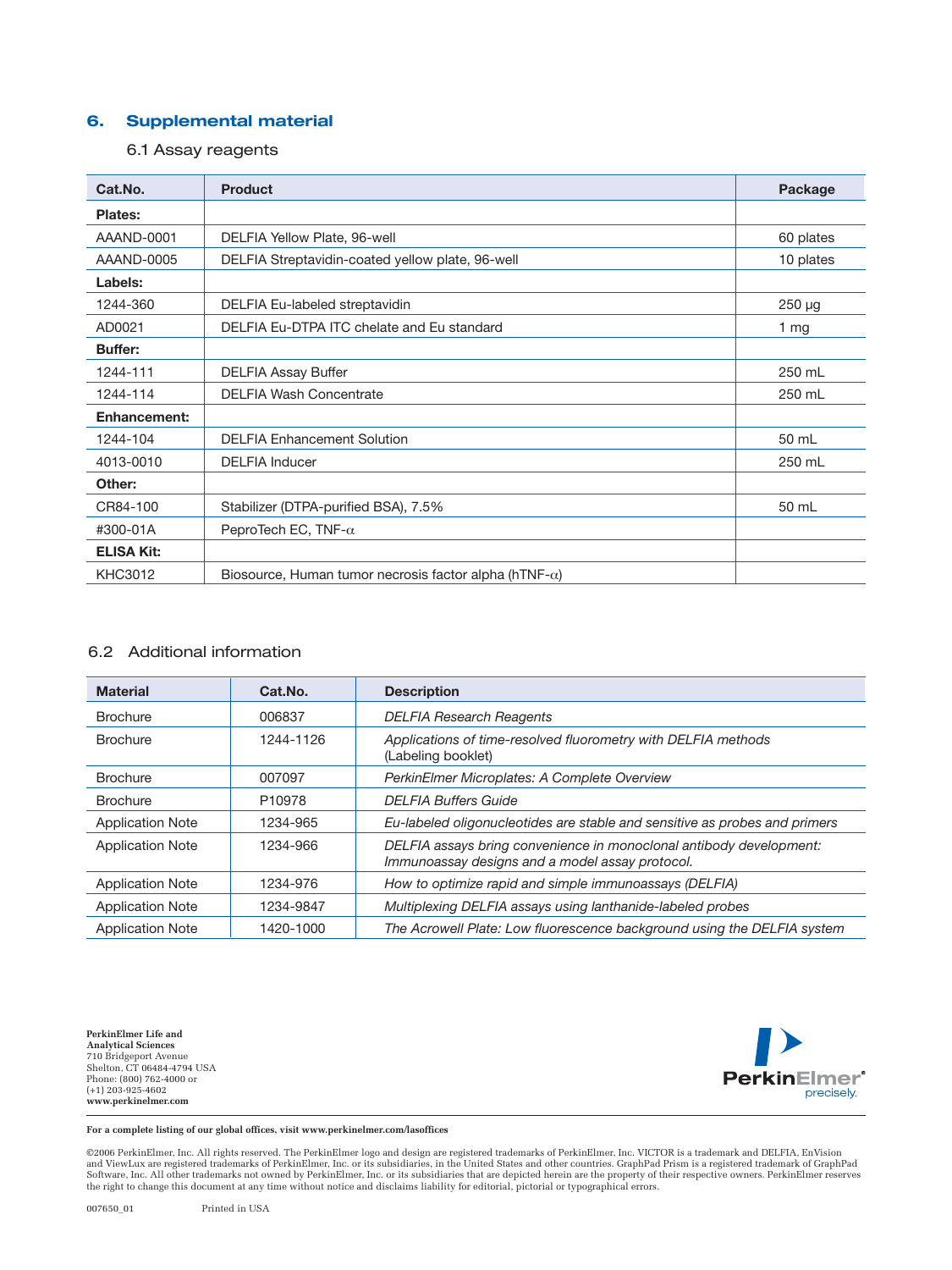## 6. Supplemental material

### 6.1 Assay reagents

| Cat.No. | Product | Package |
|---|---|---|
| **Plates:** | | |
| AAAND-0001 | DELFIA Yellow Plate, 96-well | 60 plates |
| AAAND-0005 | DELFIA Streptavidin-coated yellow plate, 96-well | 10 plates |
| **Labels:** | | |
| 1244-360 | DELFIA Eu-labeled streptavidin | 250 µg |
| AD0021 | DELFIA Eu-DTPA ITC chelate and Eu standard | 1 mg |
| **Buffer:** | | |
| 1244-111 | DELFIA Assay Buffer | 250 mL |
| 1244-114 | DELFIA Wash Concentrate | 250 mL |
| **Enhancement:** | | |
| 1244-104 | DELFIA Enhancement Solution | 50 mL |
| 4013-0010 | DELFIA Inducer | 250 mL |
| **Other:** | | |
| CR84-100 | Stabilizer (DTPA-purified BSA), 7.5% | 50 mL |
| #300-01A | PeproTech EC, TNF-α | |
| **ELISA Kit:** | | |
| KHC3012 | Biosource, Human tumor necrosis factor alpha (hTNF-α) | |

### 6.2 Additional information

| Material | Cat.No. | Description |
|---|---|---|
| Brochure | 006837 | *DELFIA Research Reagents* |
| Brochure | 1244-1126 | *Applications of time-resolved fluorometry with DELFIA methods* (Labeling booklet) |
| Brochure | 007097 | *PerkinElmer Microplates: A Complete Overview* |
| Brochure | P10978 | *DELFIA Buffers Guide* |
| Application Note | 1234-965 | *Eu-labeled oligonucleotides are stable and sensitive as probes and primers* |
| Application Note | 1234-966 | *DELFIA assays bring convenience in monoclonal antibody development: Immunoassay designs and a model assay protocol.* |
| Application Note | 1234-976 | *How to optimize rapid and simple immunoassays (DELFIA)* |
| Application Note | 1234-9847 | *Multiplexing DELFIA assays using lanthanide-labeled probes* |
| Application Note | 1420-1000 | *The Acrowell Plate: Low fluorescence background using the DELFIA system* |

**PerkinElmer Life and Analytical Sciences**
710 Bridgeport Avenue
Shelton, CT 06484-4794 USA
Phone: (800) 762-4000 or
(+1) 203-925-4602
**www.perkinelmer.com**

PerkinElmer precisely.

**For a complete listing of our global offices, visit www.perkinelmer.com/lasoffices**

©2006 PerkinElmer, Inc. All rights reserved. The PerkinElmer logo and design are registered trademarks of PerkinElmer, Inc. VICTOR is a trademark and DELFIA, EnVision and ViewLux are registered trademarks of PerkinElmer, Inc. or its subsidiaries, in the United States and other countries. GraphPad Prism is a registered trademark of GraphPad Software, Inc. All other trademarks not owned by PerkinElmer, Inc. or its subsidiaries that are depicted herein are the property of their respective owners. PerkinElmer reserves the right to change this document at any time without notice and disclaims liability for editorial, pictorial or typographical errors.

007650_01 Printed in USA